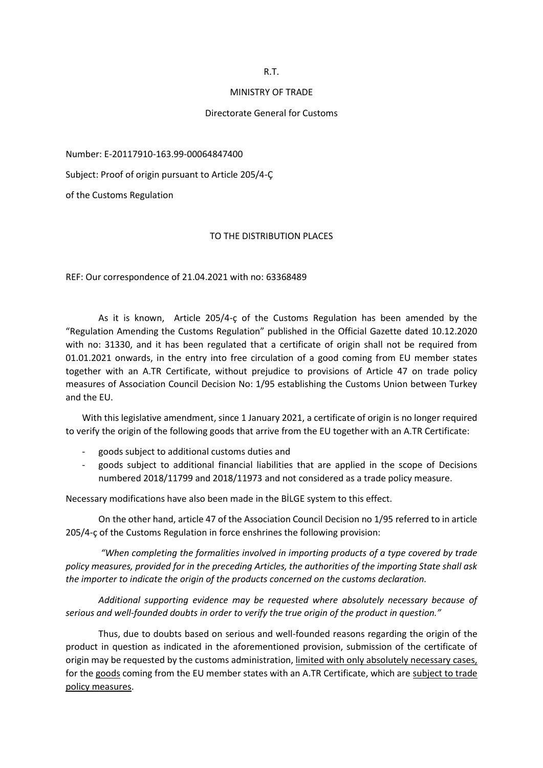R.T.

MINISTRY OF TRADE

Directorate General for Customs

Number: E-20117910-163.99-00064847400

Subject: Proof of origin pursuant to Article 205/4-Ç of the Customs Regulation

TO THE DISTRIBUTION PLACES

REF: Our correspondence of 21.04.2021 with no: 63368489

As it is known, Article 205/4-ç of the Customs Regulation has been amended by the "Regulation Amending the Customs Regulation" published in the Official Gazette dated 10.12.2020 with no: 31330, and it has been regulated that a certificate of origin shall not be required from 01.01.2021 onwards, in the entry into free circulation of a good coming from EU member states together with an A.TR Certificate, without prejudice to provisions of Article 47 on trade policy measures of Association Council Decision No: 1/95 establishing the Customs Union between Turkey and the EU.

With this legislative amendment, since 1 January 2021, a certificate of origin is no longer required to verify the origin of the following goods that arrive from the EU together with an A.TR Certificate:

- goods subject to additional customs duties and
- goods subject to additional financial liabilities that are applied in the scope of Decisions numbered 2018/11799 and 2018/11973 and not considered as a trade policy measure.

Necessary modifications have also been made in the BİLGE system to this effect.

On the other hand, article 47 of the Association Council Decision no 1/95 referred to in article 205/4-ç of the Customs Regulation in force enshrines the following provision:

*"When completing the formalities involved in importing products of a type covered by trade policy measures, provided for in the preceding Articles, the authorities of the importing State shall ask the importer to indicate the origin of the products concerned on the customs declaration.*

*Additional supporting evidence may be requested where absolutely necessary because of serious and well-founded doubts in order to verify the true origin of the product in question."*

Thus, due to doubts based on serious and well-founded reasons regarding the origin of the product in question as indicated in the aforementioned provision, submission of the certificate of origin may be requested by the customs administration, limited with only absolutely necessary cases, for the goods coming from the EU member states with an A.TR Certificate, which are subject to trade policy measures.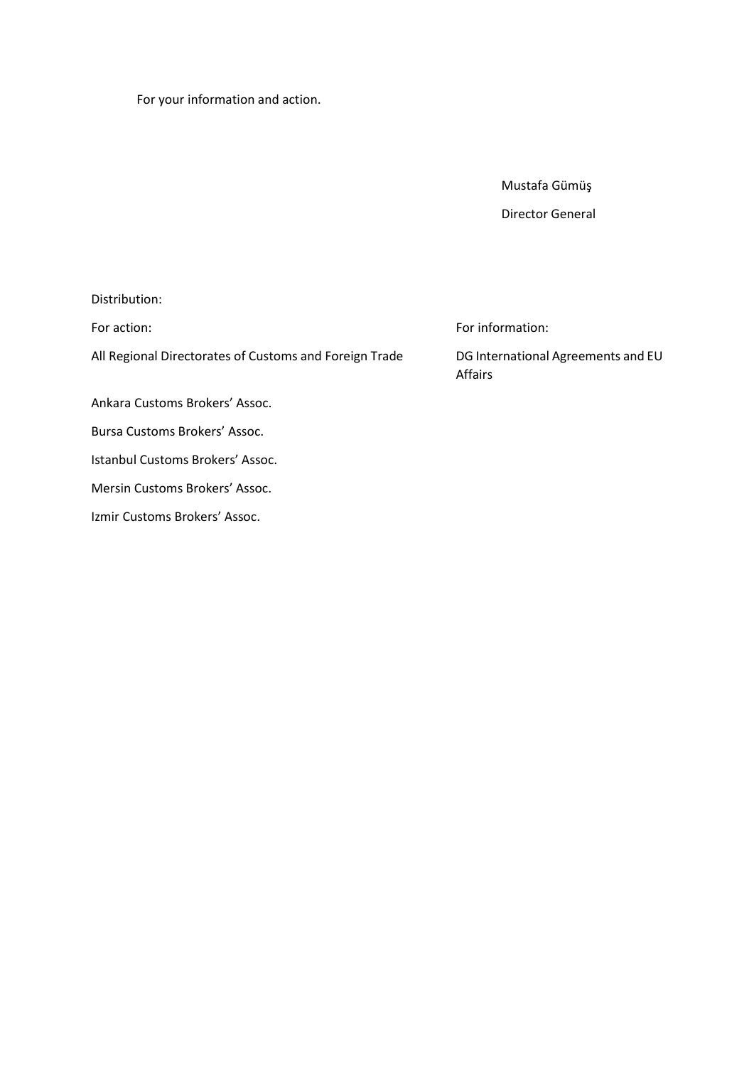For your information and action.

Mustafa Gümüş

Director General

Distribution:

| For action: | For information: |
| --- | --- |
| All Regional Directorates of Customs and Foreign Trade | DG International Agreements and EU Affairs |
| Ankara Customs Brokers' Assoc. | |
| Bursa Customs Brokers' Assoc. | |
| Istanbul Customs Brokers' Assoc. | |
| Mersin Customs Brokers' Assoc. | |
| Izmir Customs Brokers' Assoc. | |